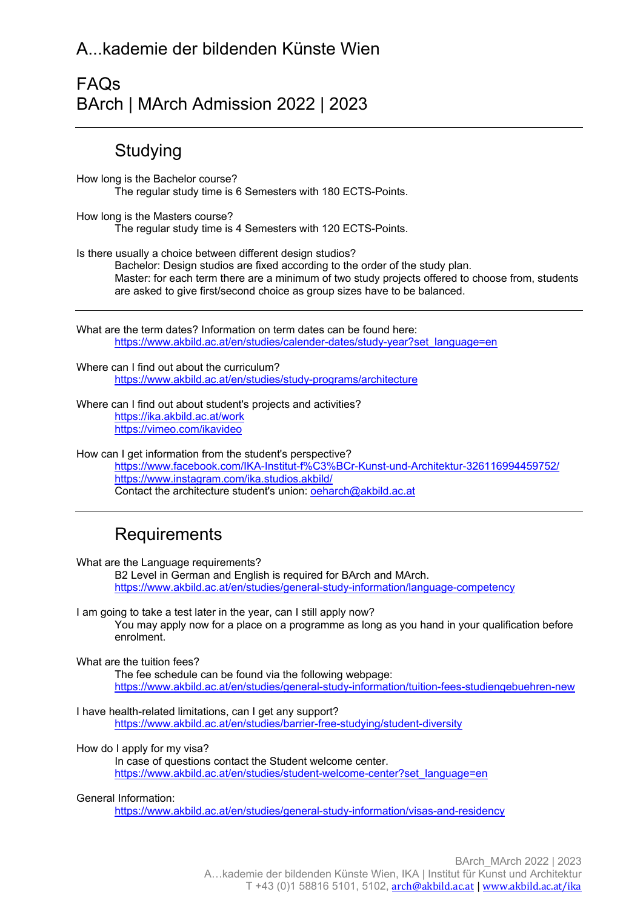# A...kademie der bildenden Künste Wien

## FAQs
## BArch | MArch Admission 2022 | 2023

---

### Studying

How long is the Bachelor course?
The regular study time is 6 Semesters with 180 ECTS-Points.

How long is the Masters course?
The regular study time is 4 Semesters with 120 ECTS-Points.

Is there usually a choice between different design studios?
Bachelor: Design studios are fixed according to the order of the study plan.
Master: for each term there are a minimum of two study projects offered to choose from, students are asked to give first/second choice as group sizes have to be balanced.

---

What are the term dates? Information on term dates can be found here:
https://www.akbild.ac.at/en/studies/calender-dates/study-year?set_language=en

Where can I find out about the curriculum?
https://www.akbild.ac.at/en/studies/study-programs/architecture

Where can I find out about student's projects and activities?
https://ika.akbild.ac.at/work
https://vimeo.com/ikavideo

How can I get information from the student's perspective?
https://www.facebook.com/IKA-Institut-f%C3%BCr-Kunst-und-Architektur-326116994459752/
https://www.instagram.com/ika.studios.akbild/
Contact the architecture student's union: oeharch@akbild.ac.at

---

### Requirements

What are the Language requirements?
B2 Level in German and English is required for BArch and MArch.
https://www.akbild.ac.at/en/studies/general-study-information/language-competency

I am going to take a test later in the year, can I still apply now?
You may apply now for a place on a programme as long as you hand in your qualification before enrolment.

What are the tuition fees?
The fee schedule can be found via the following webpage:
https://www.akbild.ac.at/en/studies/general-study-information/tuition-fees-studiengebuehren-new

I have health-related limitations, can I get any support?
https://www.akbild.ac.at/en/studies/barrier-free-studying/student-diversity

How do I apply for my visa?
In case of questions contact the Student welcome center.
https://www.akbild.ac.at/en/studies/student-welcome-center?set_language=en

General Information:
https://www.akbild.ac.at/en/studies/general-study-information/visas-and-residency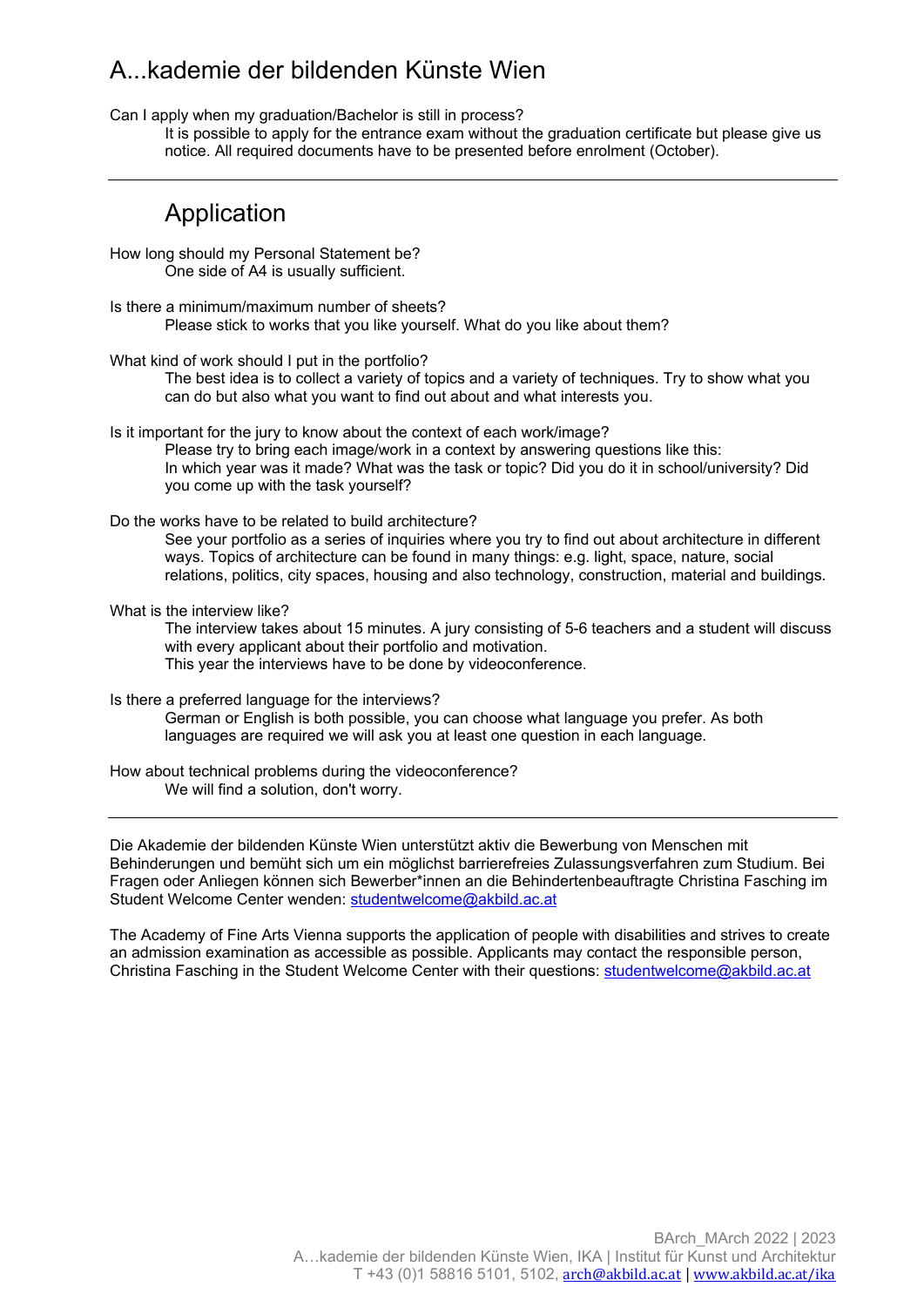# A...kademie der bildenden Künste Wien

Can I apply when my graduation/Bachelor is still in process?

It is possible to apply for the entrance exam without the graduation certificate but please give us notice. All required documents have to be presented before enrolment (October).

---

## Application

How long should my Personal Statement be?

One side of A4 is usually sufficient.

Is there a minimum/maximum number of sheets?

Please stick to works that you like yourself. What do you like about them?

What kind of work should I put in the portfolio?

The best idea is to collect a variety of topics and a variety of techniques. Try to show what you can do but also what you want to find out about and what interests you.

Is it important for the jury to know about the context of each work/image?

Please try to bring each image/work in a context by answering questions like this: In which year was it made? What was the task or topic? Did you do it in school/university? Did you come up with the task yourself?

Do the works have to be related to build architecture?

See your portfolio as a series of inquiries where you try to find out about architecture in different ways. Topics of architecture can be found in many things: e.g. light, space, nature, social relations, politics, city spaces, housing and also technology, construction, material and buildings.

What is the interview like?

The interview takes about 15 minutes. A jury consisting of 5-6 teachers and a student will discuss with every applicant about their portfolio and motivation.
This year the interviews have to be done by videoconference.

Is there a preferred language for the interviews?

German or English is both possible, you can choose what language you prefer. As both languages are required we will ask you at least one question in each language.

How about technical problems during the videoconference?

We will find a solution, don't worry.

---

Die Akademie der bildenden Künste Wien unterstützt aktiv die Bewerbung von Menschen mit Behinderungen und bemüht sich um ein möglichst barrierefreies Zulassungsverfahren zum Studium. Bei Fragen oder Anliegen können sich Bewerber*innen an die Behindertenbeauftragte Christina Fasching im Student Welcome Center wenden: studentwelcome@akbild.ac.at

The Academy of Fine Arts Vienna supports the application of people with disabilities and strives to create an admission examination as accessible as possible. Applicants may contact the responsible person, Christina Fasching in the Student Welcome Center with their questions: studentwelcome@akbild.ac.at